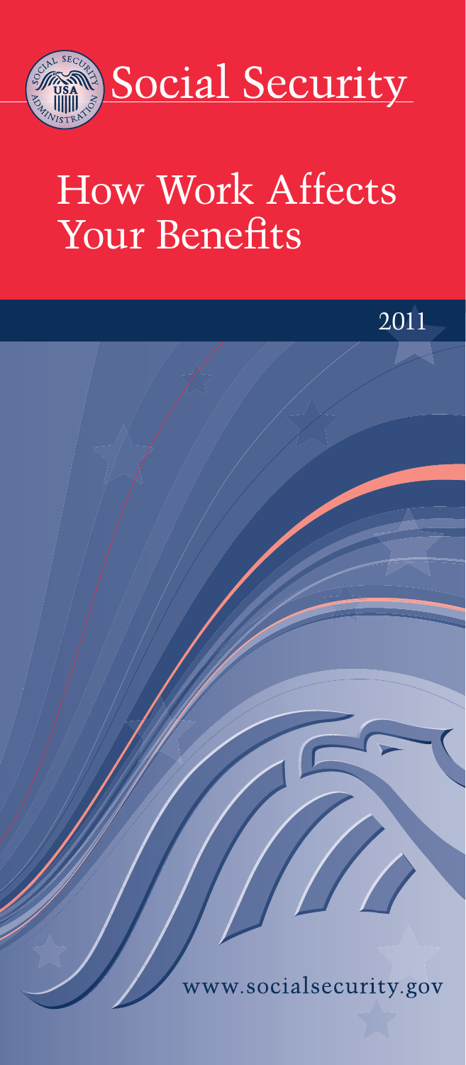Social Security

# How Work Affects Your Benefits

2011

www.socialsecurity.gov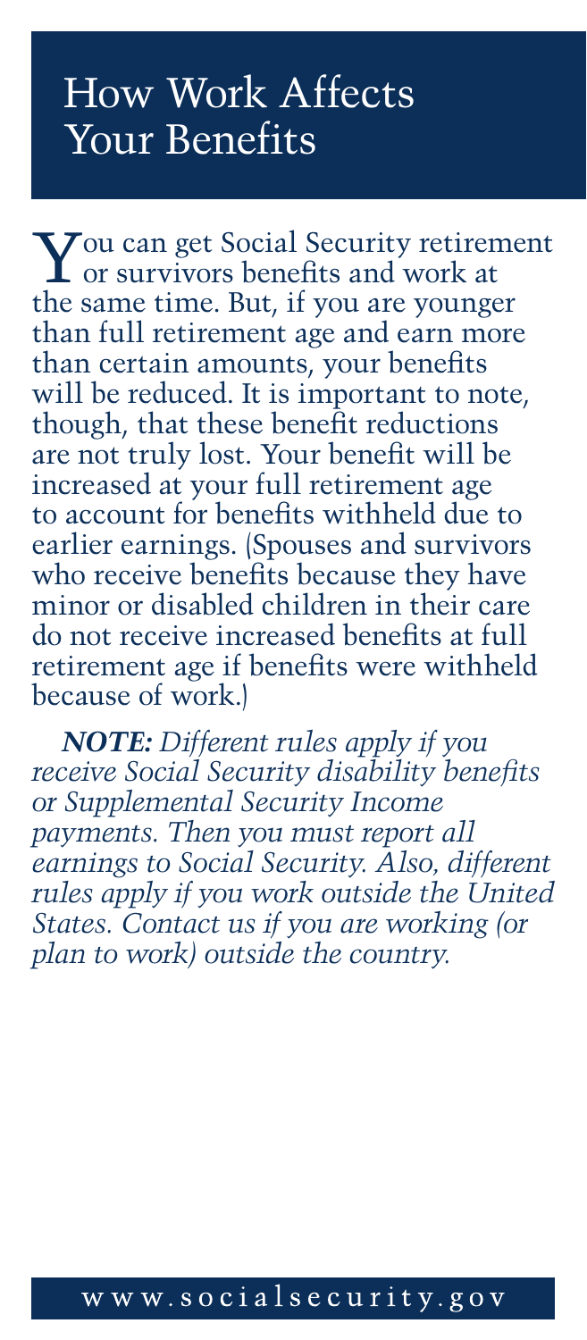# How Work Affects Your Benefits

You can get Social Security retirement or survivors benefits and work at the same time. But, if you are younger than full retirement age and earn more than certain amounts, your benefits will be reduced. It is important to note, though, that these benefit reductions are not truly lost. Your benefit will be increased at your full retirement age to account for benefits withheld due to earlier earnings. (Spouses and survivors who receive benefits because they have minor or disabled children in their care do not receive increased benefits at full retirement age if benefits were withheld because of work.)

***NOTE:*** *Different rules apply if you receive Social Security disability benefits or Supplemental Security Income payments. Then you must report all earnings to Social Security. Also, different rules apply if you work outside the United States. Contact us if you are working (or plan to work) outside the country.*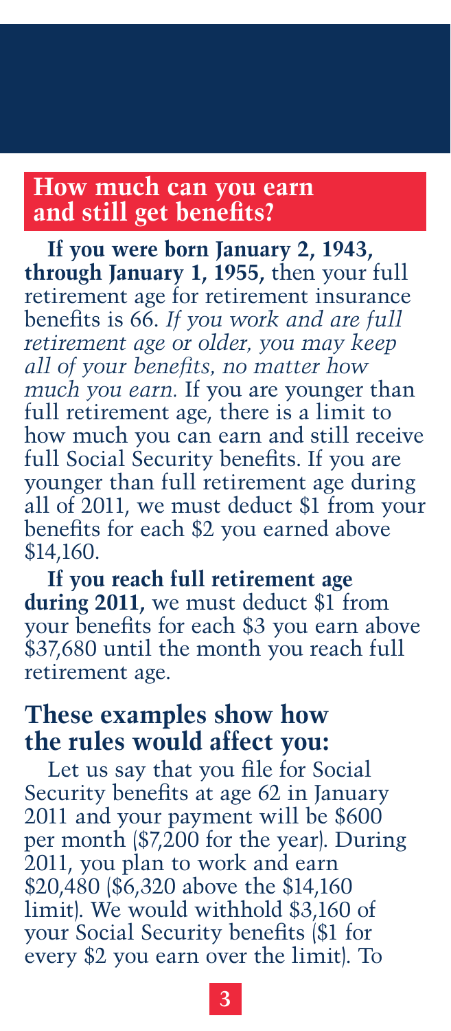## How much can you earn and still get benefits?

**If you were born January 2, 1943, through January 1, 1955,** then your full retirement age for retirement insurance benefits is 66. *If you work and are full retirement age or older, you may keep all of your benefits, no matter how much you earn.* If you are younger than full retirement age, there is a limit to how much you can earn and still receive full Social Security benefits. If you are younger than full retirement age during all of 2011, we must deduct $1 from your benefits for each $2 you earned above $14,160.

**If you reach full retirement age during 2011,** we must deduct $1 from your benefits for each $3 you earn above $37,680 until the month you reach full retirement age.

## These examples show how the rules would affect you:

Let us say that you file for Social Security benefits at age 62 in January 2011 and your payment will be $600 per month ($7,200 for the year). During 2011, you plan to work and earn $20,480 ($6,320 above the $14,160 limit). We would withhold $3,160 of your Social Security benefits ($1 for every $2 you earn over the limit). To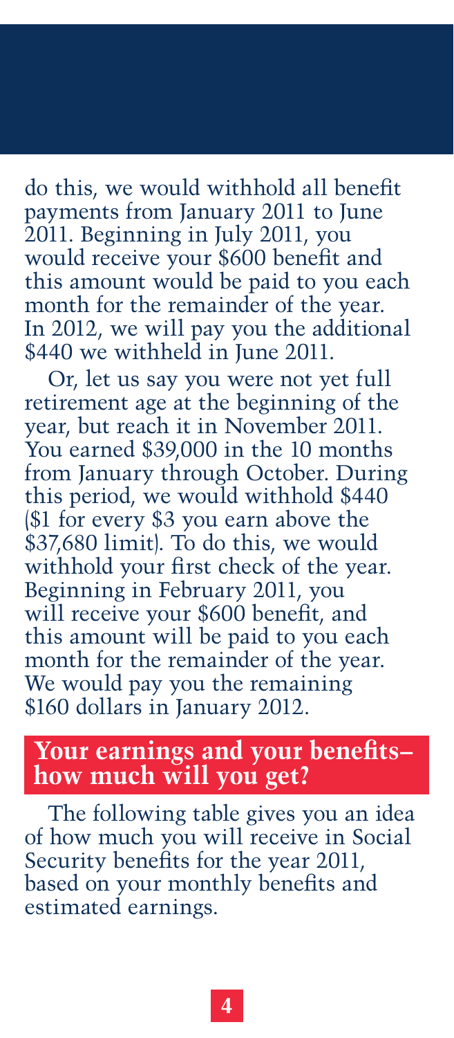do this, we would withhold all benefit payments from January 2011 to June 2011. Beginning in July 2011, you would receive your $600 benefit and this amount would be paid to you each month for the remainder of the year. In 2012, we will pay you the additional $440 we withheld in June 2011.

Or, let us say you were not yet full retirement age at the beginning of the year, but reach it in November 2011. You earned $39,000 in the 10 months from January through October. During this period, we would withhold $440 ($1 for every $3 you earn above the $37,680 limit). To do this, we would withhold your first check of the year. Beginning in February 2011, you will receive your $600 benefit, and this amount will be paid to you each month for the remainder of the year. We would pay you the remaining $160 dollars in January 2012.

## Your earnings and your benefits–how much will you get?

The following table gives you an idea of how much you will receive in Social Security benefits for the year 2011, based on your monthly benefits and estimated earnings.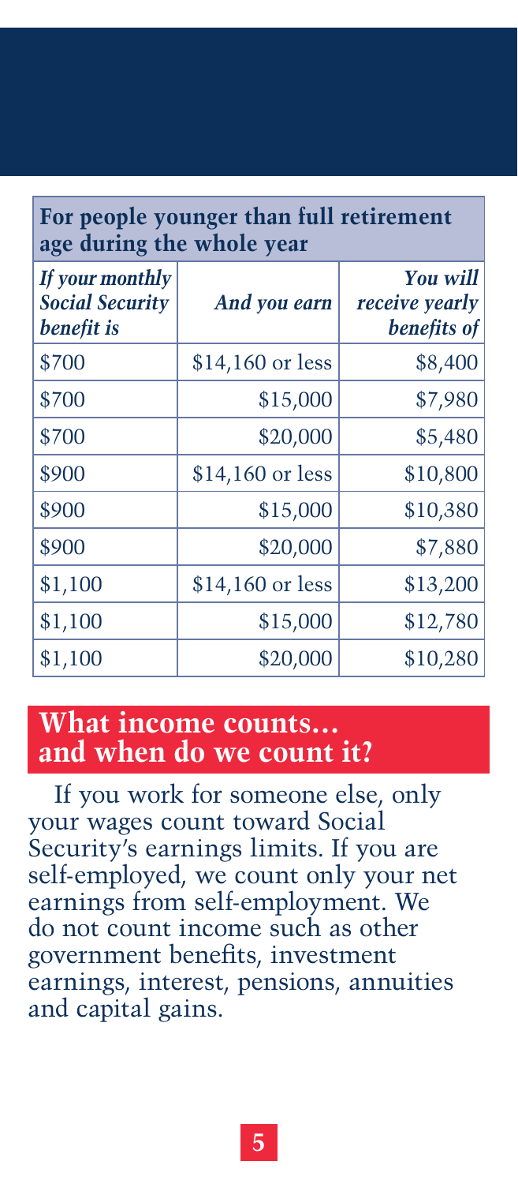| For people younger than full retirement age during the whole year | | |
|---|---|---|
| ***If your monthly Social Security benefit is*** | ***And you earn*** | ***You will receive yearly benefits of*** |
| $700 | $14,160 or less | $8,400 |
| $700 | $15,000 | $7,980 |
| $700 | $20,000 | $5,480 |
| $900 | $14,160 or less | $10,800 |
| $900 | $15,000 | $10,380 |
| $900 | $20,000 | $7,880 |
| $1,100 | $14,160 or less | $13,200 |
| $1,100 | $15,000 | $12,780 |
| $1,100 | $20,000 | $10,280 |

## What income counts… and when do we count it?

If you work for someone else, only your wages count toward Social Security's earnings limits. If you are self-employed, we count only your net earnings from self-employment. We do not count income such as other government benefits, investment earnings, interest, pensions, annuities and capital gains.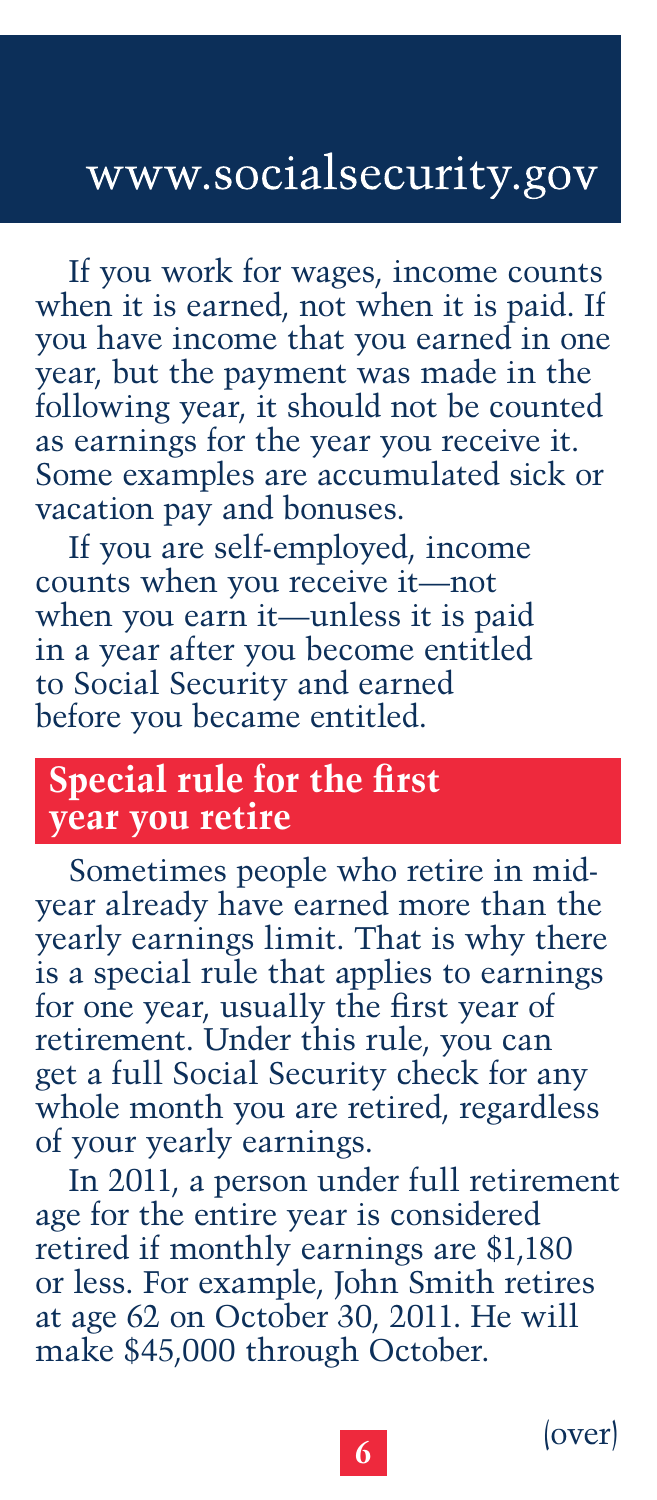If you work for wages, income counts when it is earned, not when it is paid. If you have income that you earned in one year, but the payment was made in the following year, it should not be counted as earnings for the year you receive it. Some examples are accumulated sick or vacation pay and bonuses.

If you are self-employed, income counts when you receive it—not when you earn it—unless it is paid in a year after you become entitled to Social Security and earned before you became entitled.

## Special rule for the first year you retire

Sometimes people who retire in mid-year already have earned more than the yearly earnings limit. That is why there is a special rule that applies to earnings for one year, usually the first year of retirement. Under this rule, you can get a full Social Security check for any whole month you are retired, regardless of your yearly earnings.

In 2011, a person under full retirement age for the entire year is considered retired if monthly earnings are $1,180 or less. For example, John Smith retires at age 62 on October 30, 2011. He will make $45,000 through October.

(over)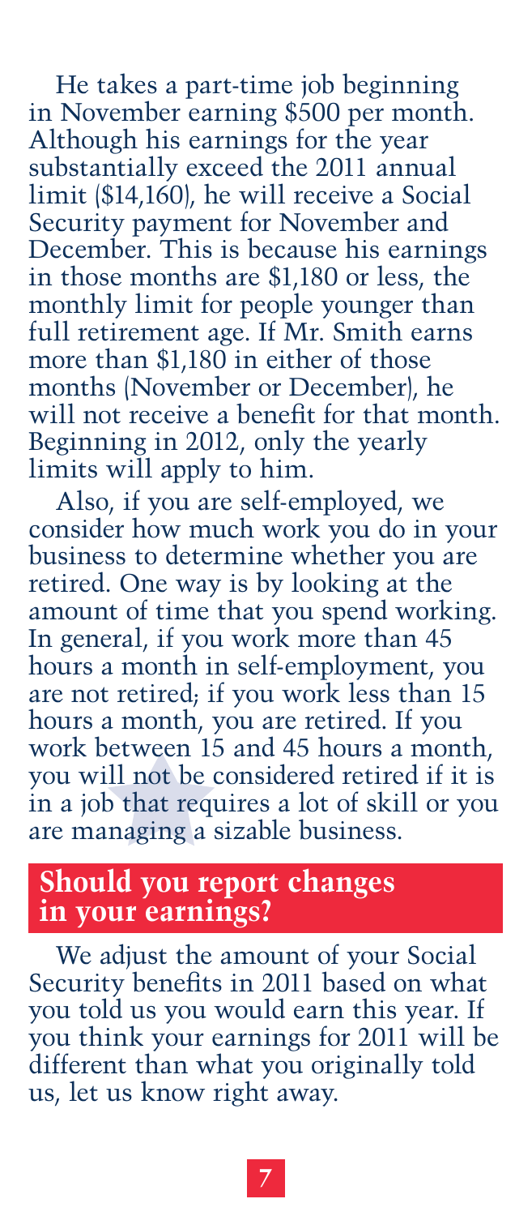He takes a part-time job beginning in November earning $500 per month. Although his earnings for the year substantially exceed the 2011 annual limit ($14,160), he will receive a Social Security payment for November and December. This is because his earnings in those months are $1,180 or less, the monthly limit for people younger than full retirement age. If Mr. Smith earns more than $1,180 in either of those months (November or December), he will not receive a benefit for that month. Beginning in 2012, only the yearly limits will apply to him.

Also, if you are self-employed, we consider how much work you do in your business to determine whether you are retired. One way is by looking at the amount of time that you spend working. In general, if you work more than 45 hours a month in self-employment, you are not retired; if you work less than 15 hours a month, you are retired. If you work between 15 and 45 hours a month, you will not be considered retired if it is in a job that requires a lot of skill or you are managing a sizable business.

## Should you report changes in your earnings?

We adjust the amount of your Social Security benefits in 2011 based on what you told us you would earn this year. If you think your earnings for 2011 will be different than what you originally told us, let us know right away.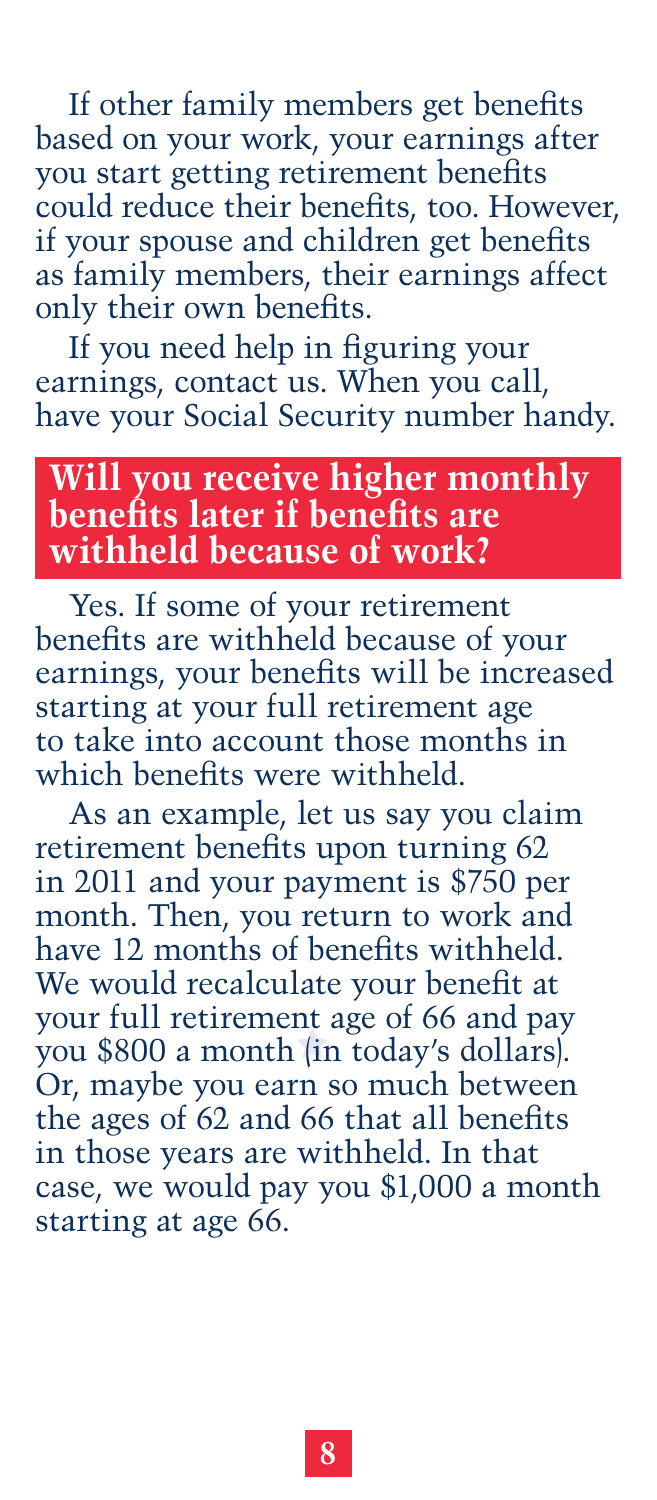If other family members get benefits based on your work, your earnings after you start getting retirement benefits could reduce their benefits, too. However, if your spouse and children get benefits as family members, their earnings affect only their own benefits.

If you need help in figuring your earnings, contact us. When you call, have your Social Security number handy.

## Will you receive higher monthly benefits later if benefits are withheld because of work?

Yes. If some of your retirement benefits are withheld because of your earnings, your benefits will be increased starting at your full retirement age to take into account those months in which benefits were withheld.

As an example, let us say you claim retirement benefits upon turning 62 in 2011 and your payment is $750 per month. Then, you return to work and have 12 months of benefits withheld. We would recalculate your benefit at your full retirement age of 66 and pay you $800 a month (in today's dollars). Or, maybe you earn so much between the ages of 62 and 66 that all benefits in those years are withheld. In that case, we would pay you $1,000 a month starting at age 66.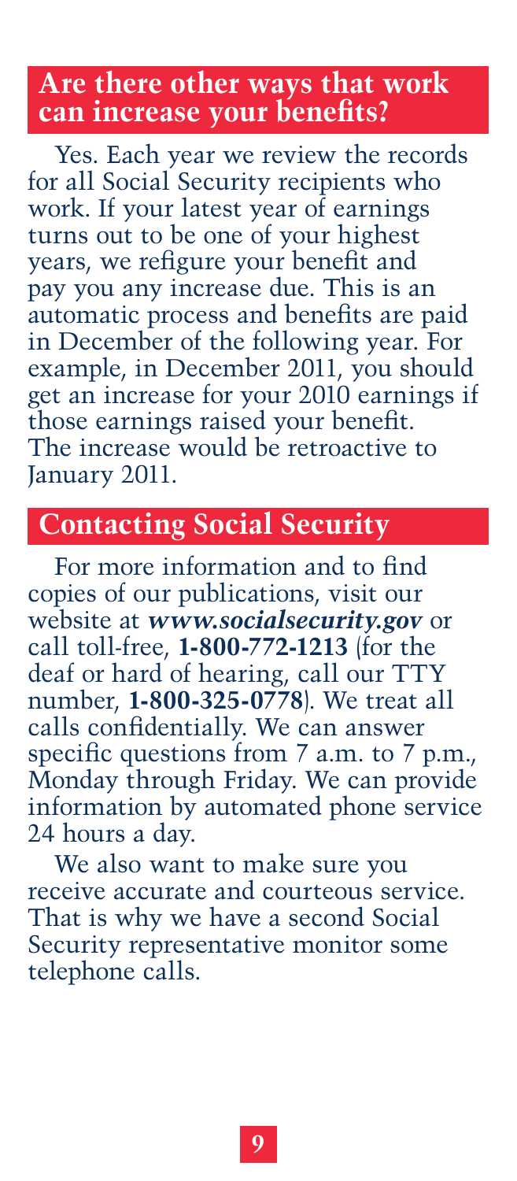## Are there other ways that work can increase your benefits?

Yes. Each year we review the records for all Social Security recipients who work. If your latest year of earnings turns out to be one of your highest years, we refigure your benefit and pay you any increase due. This is an automatic process and benefits are paid in December of the following year. For example, in December 2011, you should get an increase for your 2010 earnings if those earnings raised your benefit. The increase would be retroactive to January 2011.

## Contacting Social Security

For more information and to find copies of our publications, visit our website at ***www.socialsecurity.gov*** or call toll-free, **1-800-772-1213** (for the deaf or hard of hearing, call our TTY number, **1-800-325-0778**). We treat all calls confidentially. We can answer specific questions from 7 a.m. to 7 p.m., Monday through Friday. We can provide information by automated phone service 24 hours a day.

We also want to make sure you receive accurate and courteous service. That is why we have a second Social Security representative monitor some telephone calls.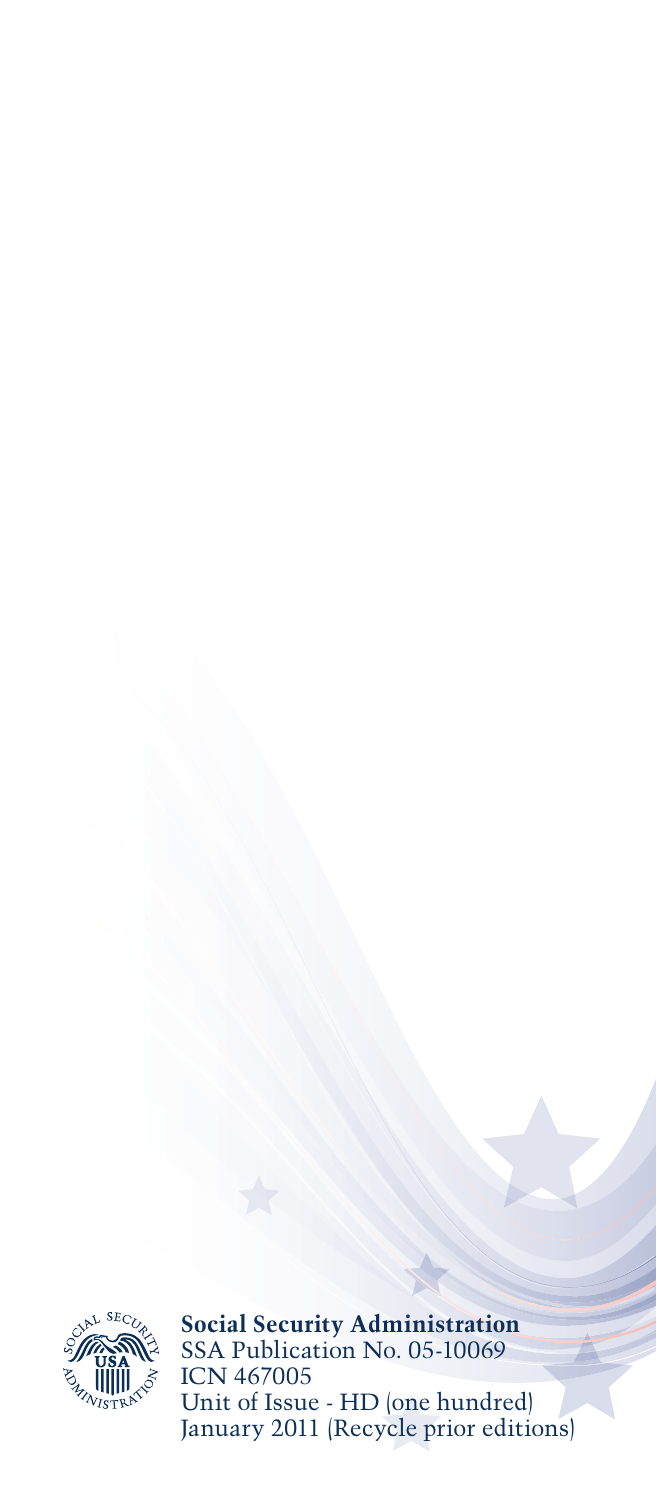**Social Security Administration**
SSA Publication No. 05-10069
ICN 467005
Unit of Issue - HD (one hundred)
January 2011 (Recycle prior editions)